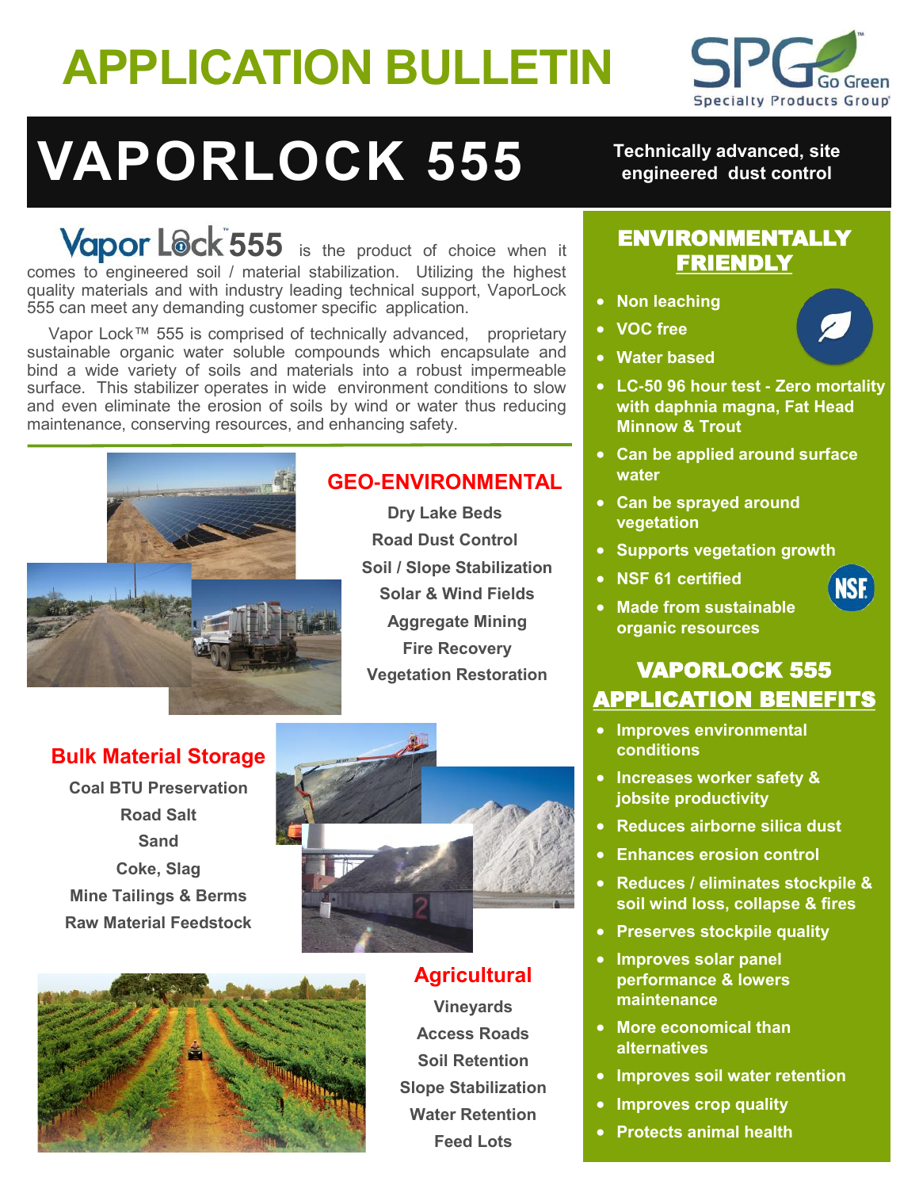# APPLICATION BULLETIN

# VAPORLOCK 555

**Technically advanced, site engineered dust control**

**Vapor Lock 555** is the product of choice when it comes to engineered soil / material stabilization. Utilizing the highest quality materials and with industry leading technical support, VaporLock 555 can meet any demanding customer specific application.

Vapor Lock™ 555 is comprised of technically advanced, proprietary sustainable organic water soluble compounds which encapsulate and bind a wide variety of soils and materials into a robust impermeable surface. This stabilizer operates in wide environment conditions to slow and even eliminate the erosion of soils by wind or water thus reducing maintenance, conserving resources, and enhancing safety.

## GEO-ENVIRONMENTAL

- Dry Lake Beds
- Road Dust Control
- Soil / Slope Stabilization
- Solar & Wind Fields
- Aggregate Mining
- Fire Recovery
- Vegetation Restoration

## Bulk Material Storage

- Coal BTU Preservation
- Road Salt
- Sand
- Coke, Slag
- Mine Tailings & Berms
- Raw Material Feedstock

## Agricultural

- Vineyards
- Access Roads
- Soil Retention
- Slope Stabilization
- Water Retention
- Feed Lots

## ENVIRONMENTALLY FRIENDLY

- Non leaching
- VOC free
- Water based
- LC-50 96 hour test - Zero mortality with daphnia magna, Fat Head Minnow & Trout
- Can be applied around surface water
- Can be sprayed around vegetation
- Supports vegetation growth
- NSF 61 certified
- Made from sustainable organic resources

## VAPORLOCK 555 APPLICATION BENEFITS

- Improves environmental conditions
- Increases worker safety & jobsite productivity
- Reduces airborne silica dust
- Enhances erosion control
- Reduces / eliminates stockpile & soil wind loss, collapse & fires
- Preserves stockpile quality
- Improves solar panel performance & lowers maintenance
- More economical than alternatives
- Improves soil water retention
- Improves crop quality
- Protects animal health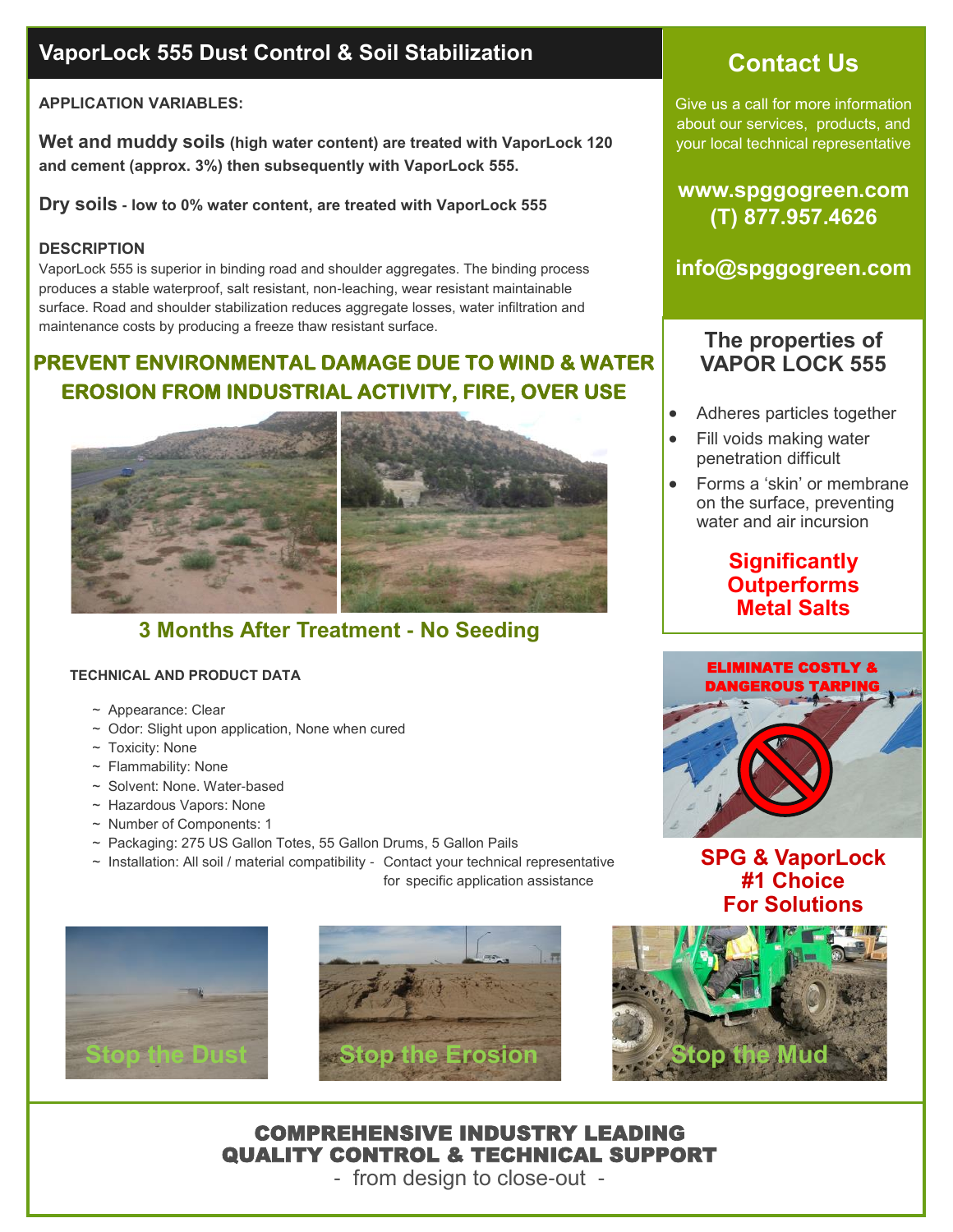# VaporLock 555 Dust Control & Soil Stabilization

**APPLICATION VARIABLES:**

**Wet and muddy soils (high water content) are treated with VaporLock 120 and cement (approx. 3%) then subsequently with VaporLock 555.**

**Dry soils - low to 0% water content, are treated with VaporLock 555**

**DESCRIPTION**

VaporLock 555 is superior in binding road and shoulder aggregates. The binding process produces a stable waterproof, salt resistant, non-leaching, wear resistant maintainable surface. Road and shoulder stabilization reduces aggregate losses, water infiltration and maintenance costs by producing a freeze thaw resistant surface.

## PREVENT ENVIRONMENTAL DAMAGE DUE TO WIND & WATER EROSION FROM INDUSTRIAL ACTIVITY, FIRE, OVER USE

**3 Months After Treatment - No Seeding**

**TECHNICAL AND PRODUCT DATA**

~ Appearance: Clear
~ Odor: Slight upon application, None when cured
~ Toxicity: None
~ Flammability: None
~ Solvent: None. Water-based
~ Hazardous Vapors: None
~ Number of Components: 1
~ Packaging: 275 US Gallon Totes, 55 Gallon Drums, 5 Gallon Pails
~ Installation: All soil / material compatibility - Contact your technical representative for specific application assistance

Stop the Dust

Stop the Erosion

Stop the Mud

## Contact Us

Give us a call for more information about our services, products, and your local technical representative

**www.spggogreen.com**
**(T) 877.957.4626**

**info@spggogreen.com**

## The properties of VAPOR LOCK 555

- Adheres particles together
- Fill voids making water penetration difficult
- Forms a 'skin' or membrane on the surface, preventing water and air incursion

**Significantly Outperforms Metal Salts**

ELIMINATE COSTLY & DANGEROUS TARPING

**SPG & VaporLock #1 Choice For Solutions**

## COMPREHENSIVE INDUSTRY LEADING QUALITY CONTROL & TECHNICAL SUPPORT

- from design to close-out -